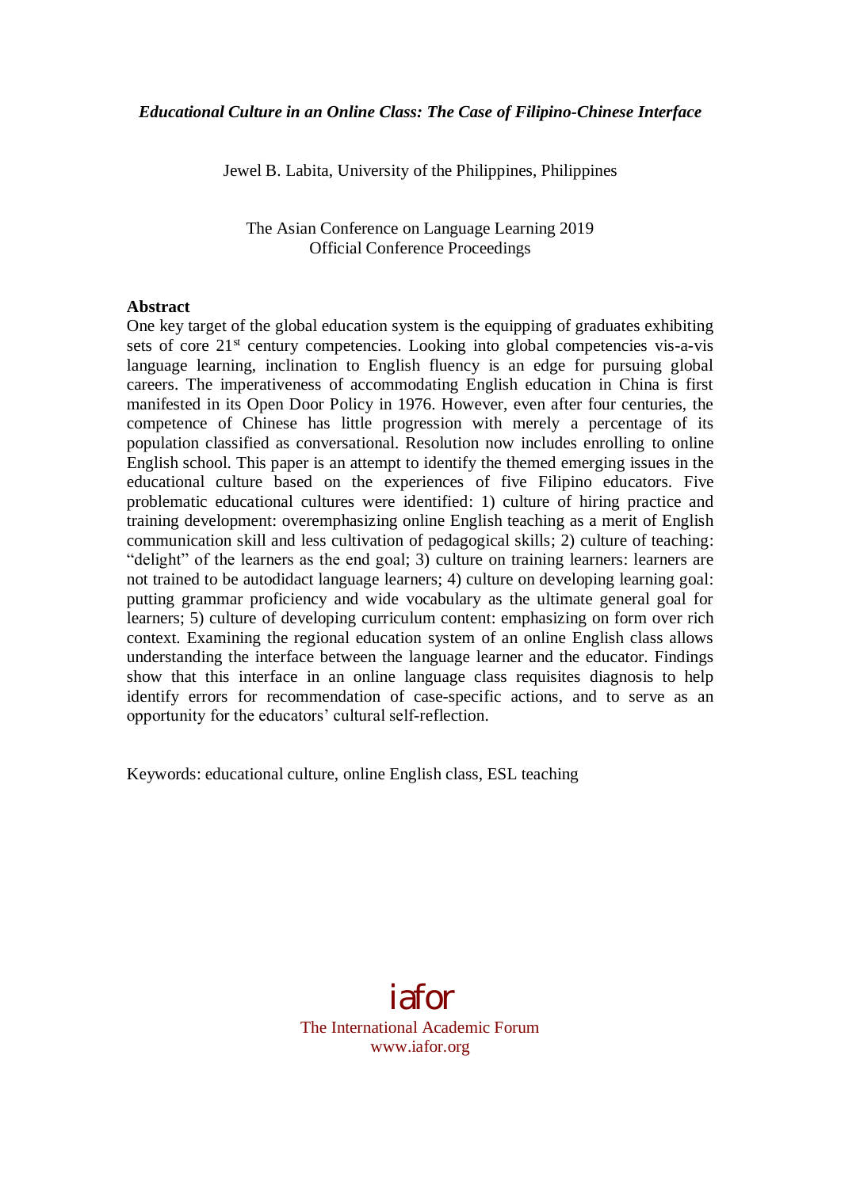*Educational Culture in an Online Class: The Case of Filipino-Chinese Interface*

Jewel B. Labita, University of the Philippines, Philippines

The Asian Conference on Language Learning 2019
Official Conference Proceedings

**Abstract**

One key target of the global education system is the equipping of graduates exhibiting sets of core 21st century competencies. Looking into global competencies vis-a-vis language learning, inclination to English fluency is an edge for pursuing global careers. The imperativeness of accommodating English education in China is first manifested in its Open Door Policy in 1976. However, even after four centuries, the competence of Chinese has little progression with merely a percentage of its population classified as conversational. Resolution now includes enrolling to online English school. This paper is an attempt to identify the themed emerging issues in the educational culture based on the experiences of five Filipino educators. Five problematic educational cultures were identified: 1) culture of hiring practice and training development: overemphasizing online English teaching as a merit of English communication skill and less cultivation of pedagogical skills; 2) culture of teaching: "delight" of the learners as the end goal; 3) culture on training learners: learners are not trained to be autodidact language learners; 4) culture on developing learning goal: putting grammar proficiency and wide vocabulary as the ultimate general goal for learners; 5) culture of developing curriculum content: emphasizing on form over rich context. Examining the regional education system of an online English class allows understanding the interface between the language learner and the educator. Findings show that this interface in an online language class requisites diagnosis to help identify errors for recommendation of case-specific actions, and to serve as an opportunity for the educators' cultural self-reflection.

Keywords: educational culture, online English class, ESL teaching

iafor
The International Academic Forum
www.iafor.org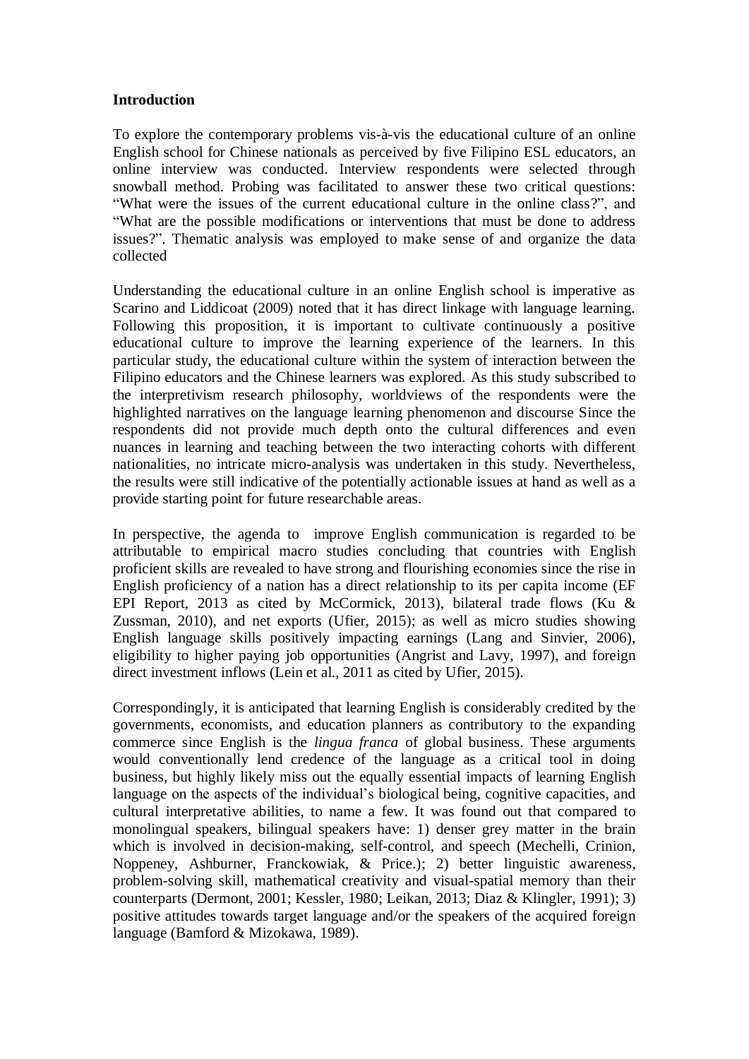**Introduction**

To explore the contemporary problems vis-à-vis the educational culture of an online English school for Chinese nationals as perceived by five Filipino ESL educators, an online interview was conducted. Interview respondents were selected through snowball method. Probing was facilitated to answer these two critical questions: “What were the issues of the current educational culture in the online class?”, and “What are the possible modifications or interventions that must be done to address issues?”. Thematic analysis was employed to make sense of and organize the data collected

Understanding the educational culture in an online English school is imperative as Scarino and Liddicoat (2009) noted that it has direct linkage with language learning. Following this proposition, it is important to cultivate continuously a positive educational culture to improve the learning experience of the learners. In this particular study, the educational culture within the system of interaction between the Filipino educators and the Chinese learners was explored. As this study subscribed to the interpretivism research philosophy, worldviews of the respondents were the highlighted narratives on the language learning phenomenon and discourse Since the respondents did not provide much depth onto the cultural differences and even nuances in learning and teaching between the two interacting cohorts with different nationalities, no intricate micro-analysis was undertaken in this study. Nevertheless, the results were still indicative of the potentially actionable issues at hand as well as a provide starting point for future researchable areas.

In perspective, the agenda to improve English communication is regarded to be attributable to empirical macro studies concluding that countries with English proficient skills are revealed to have strong and flourishing economies since the rise in English proficiency of a nation has a direct relationship to its per capita income (EF EPI Report, 2013 as cited by McCormick, 2013), bilateral trade flows (Ku & Zussman, 2010), and net exports (Ufier, 2015); as well as micro studies showing English language skills positively impacting earnings (Lang and Sinvier, 2006), eligibility to higher paying job opportunities (Angrist and Lavy, 1997), and foreign direct investment inflows (Lein et al., 2011 as cited by Ufier, 2015).

Correspondingly, it is anticipated that learning English is considerably credited by the governments, economists, and education planners as contributory to the expanding commerce since English is the *lingua franca* of global business. These arguments would conventionally lend credence of the language as a critical tool in doing business, but highly likely miss out the equally essential impacts of learning English language on the aspects of the individual’s biological being, cognitive capacities, and cultural interpretative abilities, to name a few. It was found out that compared to monolingual speakers, bilingual speakers have: 1) denser grey matter in the brain which is involved in decision-making, self-control, and speech (Mechelli, Crinion, Noppeney, Ashburner, Franckowiak, & Price.); 2) better linguistic awareness, problem-solving skill, mathematical creativity and visual-spatial memory than their counterparts (Dermont, 2001; Kessler, 1980; Leikan, 2013; Diaz & Klingler, 1991); 3) positive attitudes towards target language and/or the speakers of the acquired foreign language (Bamford & Mizokawa, 1989).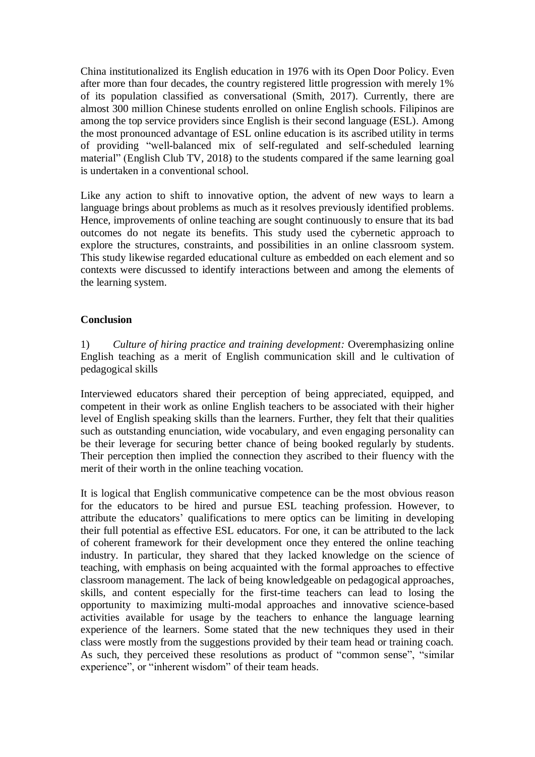China institutionalized its English education in 1976 with its Open Door Policy. Even after more than four decades, the country registered little progression with merely 1% of its population classified as conversational (Smith, 2017). Currently, there are almost 300 million Chinese students enrolled on online English schools. Filipinos are among the top service providers since English is their second language (ESL). Among the most pronounced advantage of ESL online education is its ascribed utility in terms of providing "well-balanced mix of self-regulated and self-scheduled learning material" (English Club TV, 2018) to the students compared if the same learning goal is undertaken in a conventional school.

Like any action to shift to innovative option, the advent of new ways to learn a language brings about problems as much as it resolves previously identified problems. Hence, improvements of online teaching are sought continuously to ensure that its bad outcomes do not negate its benefits. This study used the cybernetic approach to explore the structures, constraints, and possibilities in an online classroom system. This study likewise regarded educational culture as embedded on each element and so contexts were discussed to identify interactions between and among the elements of the learning system.

## Conclusion

1) *Culture of hiring practice and training development:* Overemphasizing online English teaching as a merit of English communication skill and le cultivation of pedagogical skills

Interviewed educators shared their perception of being appreciated, equipped, and competent in their work as online English teachers to be associated with their higher level of English speaking skills than the learners. Further, they felt that their qualities such as outstanding enunciation, wide vocabulary, and even engaging personality can be their leverage for securing better chance of being booked regularly by students. Their perception then implied the connection they ascribed to their fluency with the merit of their worth in the online teaching vocation.

It is logical that English communicative competence can be the most obvious reason for the educators to be hired and pursue ESL teaching profession. However, to attribute the educators' qualifications to mere optics can be limiting in developing their full potential as effective ESL educators. For one, it can be attributed to the lack of coherent framework for their development once they entered the online teaching industry. In particular, they shared that they lacked knowledge on the science of teaching, with emphasis on being acquainted with the formal approaches to effective classroom management. The lack of being knowledgeable on pedagogical approaches, skills, and content especially for the first-time teachers can lead to losing the opportunity to maximizing multi-modal approaches and innovative science-based activities available for usage by the teachers to enhance the language learning experience of the learners. Some stated that the new techniques they used in their class were mostly from the suggestions provided by their team head or training coach. As such, they perceived these resolutions as product of "common sense", "similar experience", or "inherent wisdom" of their team heads.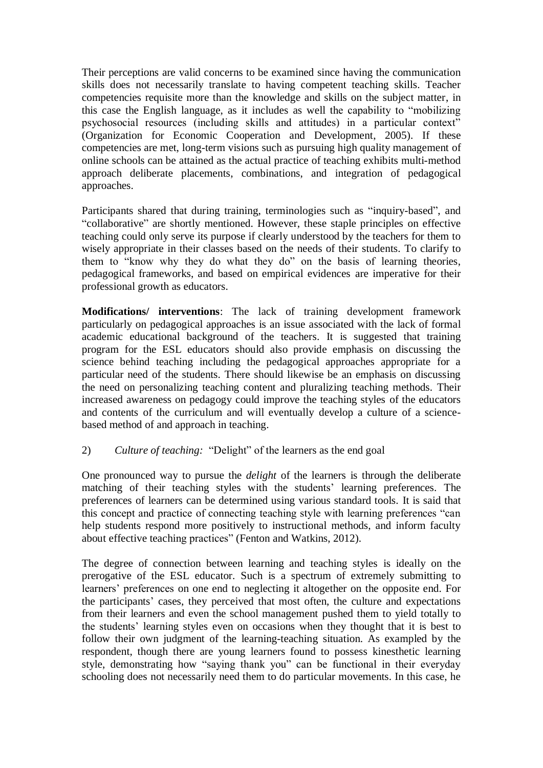Their perceptions are valid concerns to be examined since having the communication skills does not necessarily translate to having competent teaching skills. Teacher competencies requisite more than the knowledge and skills on the subject matter, in this case the English language, as it includes as well the capability to "mobilizing psychosocial resources (including skills and attitudes) in a particular context" (Organization for Economic Cooperation and Development, 2005). If these competencies are met, long-term visions such as pursuing high quality management of online schools can be attained as the actual practice of teaching exhibits multi-method approach deliberate placements, combinations, and integration of pedagogical approaches.

Participants shared that during training, terminologies such as "inquiry-based", and "collaborative" are shortly mentioned. However, these staple principles on effective teaching could only serve its purpose if clearly understood by the teachers for them to wisely appropriate in their classes based on the needs of their students. To clarify to them to "know why they do what they do" on the basis of learning theories, pedagogical frameworks, and based on empirical evidences are imperative for their professional growth as educators.

**Modifications/ interventions**: The lack of training development framework particularly on pedagogical approaches is an issue associated with the lack of formal academic educational background of the teachers. It is suggested that training program for the ESL educators should also provide emphasis on discussing the science behind teaching including the pedagogical approaches appropriate for a particular need of the students. There should likewise be an emphasis on discussing the need on personalizing teaching content and pluralizing teaching methods. Their increased awareness on pedagogy could improve the teaching styles of the educators and contents of the curriculum and will eventually develop a culture of a science-based method of and approach in teaching.

2) *Culture of teaching:* "Delight" of the learners as the end goal

One pronounced way to pursue the *delight* of the learners is through the deliberate matching of their teaching styles with the students' learning preferences. The preferences of learners can be determined using various standard tools. It is said that this concept and practice of connecting teaching style with learning preferences "can help students respond more positively to instructional methods, and inform faculty about effective teaching practices" (Fenton and Watkins, 2012).

The degree of connection between learning and teaching styles is ideally on the prerogative of the ESL educator. Such is a spectrum of extremely submitting to learners' preferences on one end to neglecting it altogether on the opposite end. For the participants' cases, they perceived that most often, the culture and expectations from their learners and even the school management pushed them to yield totally to the students' learning styles even on occasions when they thought that it is best to follow their own judgment of the learning-teaching situation. As exampled by the respondent, though there are young learners found to possess kinesthetic learning style, demonstrating how "saying thank you" can be functional in their everyday schooling does not necessarily need them to do particular movements. In this case, he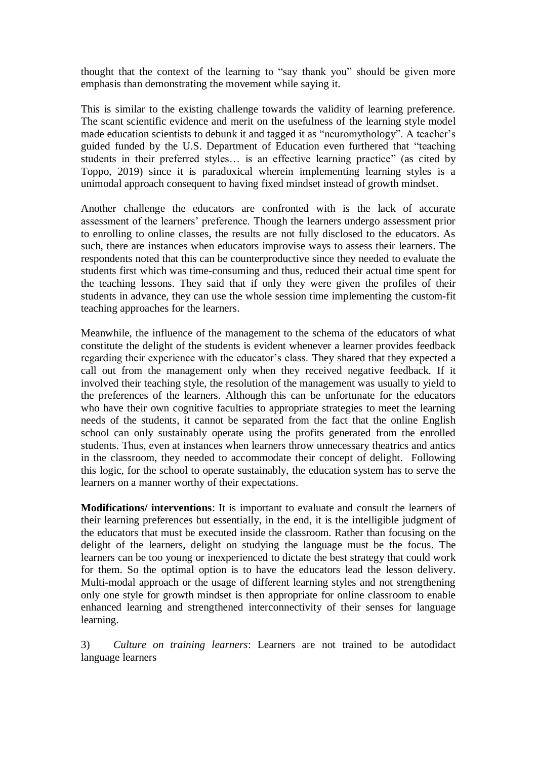thought that the context of the learning to "say thank you" should be given more emphasis than demonstrating the movement while saying it.

This is similar to the existing challenge towards the validity of learning preference. The scant scientific evidence and merit on the usefulness of the learning style model made education scientists to debunk it and tagged it as "neuromythology". A teacher's guided funded by the U.S. Department of Education even furthered that "teaching students in their preferred styles… is an effective learning practice" (as cited by Toppo, 2019) since it is paradoxical wherein implementing learning styles is a unimodal approach consequent to having fixed mindset instead of growth mindset.

Another challenge the educators are confronted with is the lack of accurate assessment of the learners' preference. Though the learners undergo assessment prior to enrolling to online classes, the results are not fully disclosed to the educators. As such, there are instances when educators improvise ways to assess their learners. The respondents noted that this can be counterproductive since they needed to evaluate the students first which was time-consuming and thus, reduced their actual time spent for the teaching lessons. They said that if only they were given the profiles of their students in advance, they can use the whole session time implementing the custom-fit teaching approaches for the learners.

Meanwhile, the influence of the management to the schema of the educators of what constitute the delight of the students is evident whenever a learner provides feedback regarding their experience with the educator's class. They shared that they expected a call out from the management only when they received negative feedback. If it involved their teaching style, the resolution of the management was usually to yield to the preferences of the learners. Although this can be unfortunate for the educators who have their own cognitive faculties to appropriate strategies to meet the learning needs of the students, it cannot be separated from the fact that the online English school can only sustainably operate using the profits generated from the enrolled students. Thus, even at instances when learners throw unnecessary theatrics and antics in the classroom, they needed to accommodate their concept of delight. Following this logic, for the school to operate sustainably, the education system has to serve the learners on a manner worthy of their expectations.

**Modifications/ interventions**: It is important to evaluate and consult the learners of their learning preferences but essentially, in the end, it is the intelligible judgment of the educators that must be executed inside the classroom. Rather than focusing on the delight of the learners, delight on studying the language must be the focus. The learners can be too young or inexperienced to dictate the best strategy that could work for them. So the optimal option is to have the educators lead the lesson delivery. Multi-modal approach or the usage of different learning styles and not strengthening only one style for growth mindset is then appropriate for online classroom to enable enhanced learning and strengthened interconnectivity of their senses for language learning.

3) *Culture on training learners*: Learners are not trained to be autodidact language learners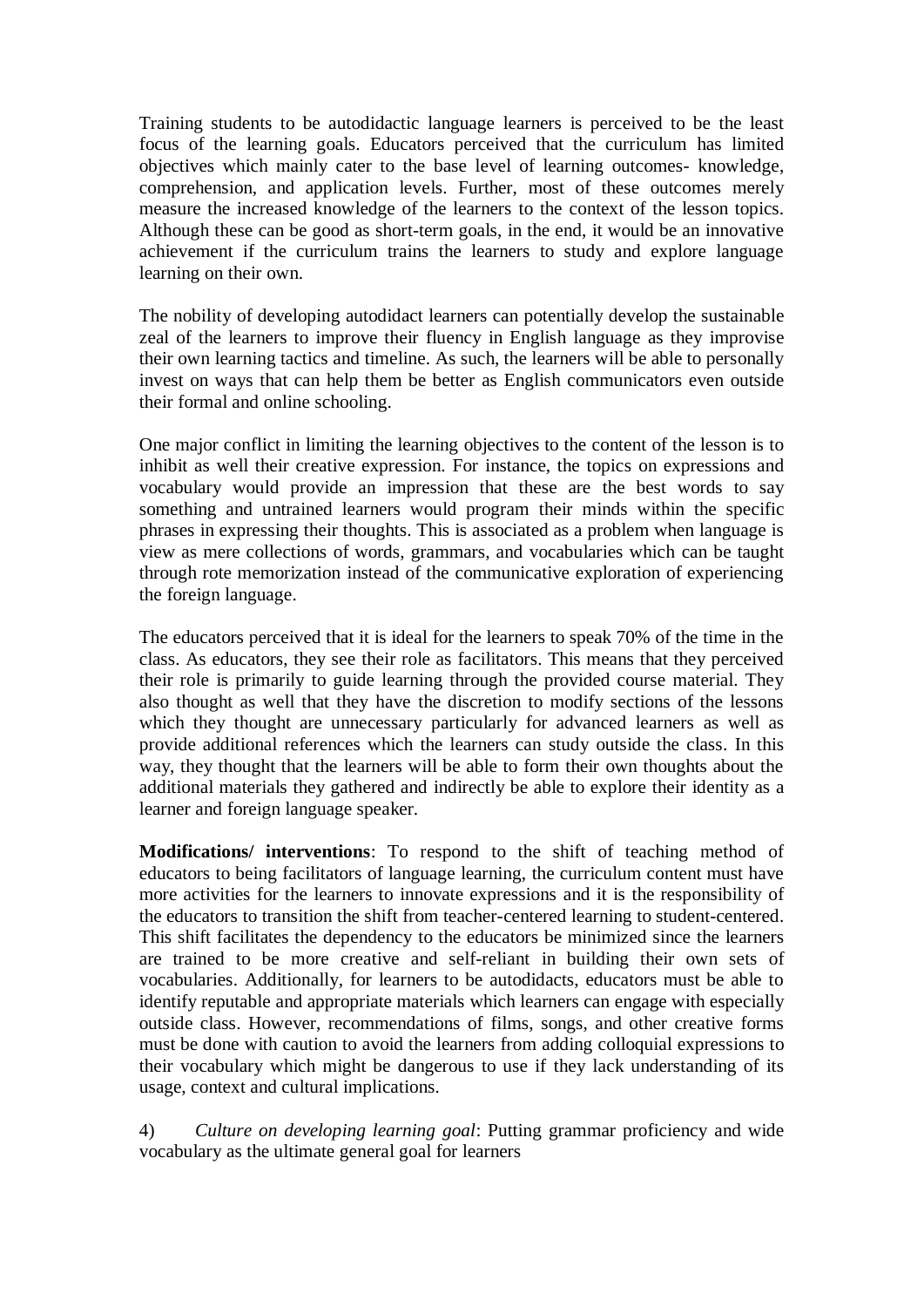Training students to be autodidactic language learners is perceived to be the least focus of the learning goals. Educators perceived that the curriculum has limited objectives which mainly cater to the base level of learning outcomes- knowledge, comprehension, and application levels. Further, most of these outcomes merely measure the increased knowledge of the learners to the context of the lesson topics. Although these can be good as short-term goals, in the end, it would be an innovative achievement if the curriculum trains the learners to study and explore language learning on their own.

The nobility of developing autodidact learners can potentially develop the sustainable zeal of the learners to improve their fluency in English language as they improvise their own learning tactics and timeline. As such, the learners will be able to personally invest on ways that can help them be better as English communicators even outside their formal and online schooling.

One major conflict in limiting the learning objectives to the content of the lesson is to inhibit as well their creative expression. For instance, the topics on expressions and vocabulary would provide an impression that these are the best words to say something and untrained learners would program their minds within the specific phrases in expressing their thoughts. This is associated as a problem when language is view as mere collections of words, grammars, and vocabularies which can be taught through rote memorization instead of the communicative exploration of experiencing the foreign language.

The educators perceived that it is ideal for the learners to speak 70% of the time in the class. As educators, they see their role as facilitators. This means that they perceived their role is primarily to guide learning through the provided course material. They also thought as well that they have the discretion to modify sections of the lessons which they thought are unnecessary particularly for advanced learners as well as provide additional references which the learners can study outside the class. In this way, they thought that the learners will be able to form their own thoughts about the additional materials they gathered and indirectly be able to explore their identity as a learner and foreign language speaker.

**Modifications/ interventions**: To respond to the shift of teaching method of educators to being facilitators of language learning, the curriculum content must have more activities for the learners to innovate expressions and it is the responsibility of the educators to transition the shift from teacher-centered learning to student-centered. This shift facilitates the dependency to the educators be minimized since the learners are trained to be more creative and self-reliant in building their own sets of vocabularies. Additionally, for learners to be autodidacts, educators must be able to identify reputable and appropriate materials which learners can engage with especially outside class. However, recommendations of films, songs, and other creative forms must be done with caution to avoid the learners from adding colloquial expressions to their vocabulary which might be dangerous to use if they lack understanding of its usage, context and cultural implications.

4) *Culture on developing learning goal*: Putting grammar proficiency and wide vocabulary as the ultimate general goal for learners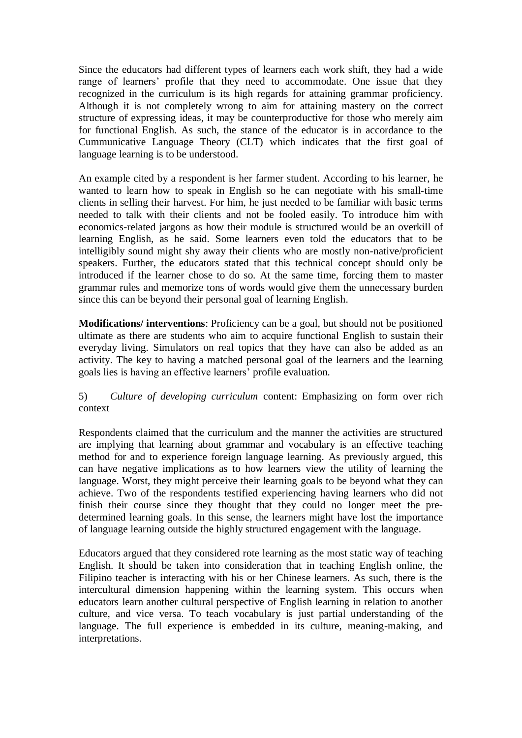Since the educators had different types of learners each work shift, they had a wide range of learners' profile that they need to accommodate. One issue that they recognized in the curriculum is its high regards for attaining grammar proficiency. Although it is not completely wrong to aim for attaining mastery on the correct structure of expressing ideas, it may be counterproductive for those who merely aim for functional English. As such, the stance of the educator is in accordance to the Cummunicative Language Theory (CLT) which indicates that the first goal of language learning is to be understood.

An example cited by a respondent is her farmer student. According to his learner, he wanted to learn how to speak in English so he can negotiate with his small-time clients in selling their harvest. For him, he just needed to be familiar with basic terms needed to talk with their clients and not be fooled easily. To introduce him with economics-related jargons as how their module is structured would be an overkill of learning English, as he said. Some learners even told the educators that to be intelligibly sound might shy away their clients who are mostly non-native/proficient speakers. Further, the educators stated that this technical concept should only be introduced if the learner chose to do so. At the same time, forcing them to master grammar rules and memorize tons of words would give them the unnecessary burden since this can be beyond their personal goal of learning English.

**Modifications/ interventions**: Proficiency can be a goal, but should not be positioned ultimate as there are students who aim to acquire functional English to sustain their everyday living. Simulators on real topics that they have can also be added as an activity. The key to having a matched personal goal of the learners and the learning goals lies is having an effective learners' profile evaluation.

5) *Culture of developing curriculum* content: Emphasizing on form over rich context

Respondents claimed that the curriculum and the manner the activities are structured are implying that learning about grammar and vocabulary is an effective teaching method for and to experience foreign language learning. As previously argued, this can have negative implications as to how learners view the utility of learning the language. Worst, they might perceive their learning goals to be beyond what they can achieve. Two of the respondents testified experiencing having learners who did not finish their course since they thought that they could no longer meet the pre-determined learning goals. In this sense, the learners might have lost the importance of language learning outside the highly structured engagement with the language.

Educators argued that they considered rote learning as the most static way of teaching English. It should be taken into consideration that in teaching English online, the Filipino teacher is interacting with his or her Chinese learners. As such, there is the intercultural dimension happening within the learning system. This occurs when educators learn another cultural perspective of English learning in relation to another culture, and vice versa. To teach vocabulary is just partial understanding of the language. The full experience is embedded in its culture, meaning-making, and interpretations.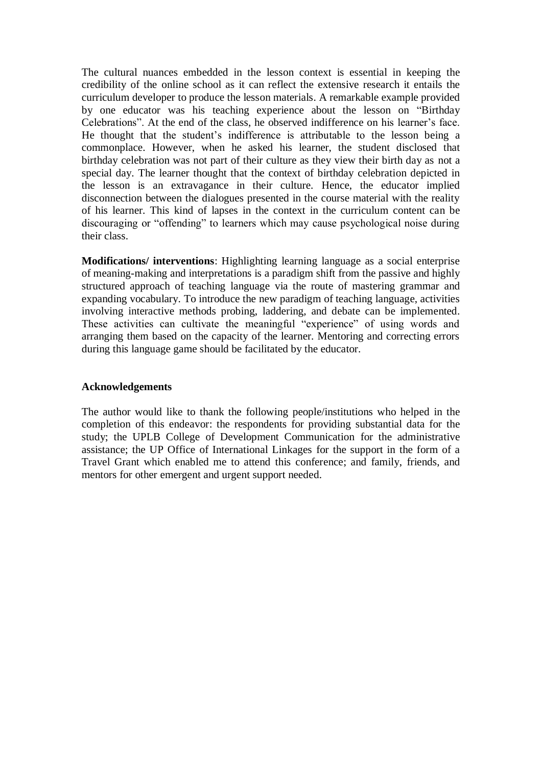The cultural nuances embedded in the lesson context is essential in keeping the credibility of the online school as it can reflect the extensive research it entails the curriculum developer to produce the lesson materials. A remarkable example provided by one educator was his teaching experience about the lesson on "Birthday Celebrations". At the end of the class, he observed indifference on his learner's face. He thought that the student's indifference is attributable to the lesson being a commonplace. However, when he asked his learner, the student disclosed that birthday celebration was not part of their culture as they view their birth day as not a special day. The learner thought that the context of birthday celebration depicted in the lesson is an extravagance in their culture. Hence, the educator implied disconnection between the dialogues presented in the course material with the reality of his learner. This kind of lapses in the context in the curriculum content can be discouraging or "offending" to learners which may cause psychological noise during their class.

**Modifications/ interventions**: Highlighting learning language as a social enterprise of meaning-making and interpretations is a paradigm shift from the passive and highly structured approach of teaching language via the route of mastering grammar and expanding vocabulary. To introduce the new paradigm of teaching language, activities involving interactive methods probing, laddering, and debate can be implemented. These activities can cultivate the meaningful "experience" of using words and arranging them based on the capacity of the learner. Mentoring and correcting errors during this language game should be facilitated by the educator.

## Acknowledgements

The author would like to thank the following people/institutions who helped in the completion of this endeavor: the respondents for providing substantial data for the study; the UPLB College of Development Communication for the administrative assistance; the UP Office of International Linkages for the support in the form of a Travel Grant which enabled me to attend this conference; and family, friends, and mentors for other emergent and urgent support needed.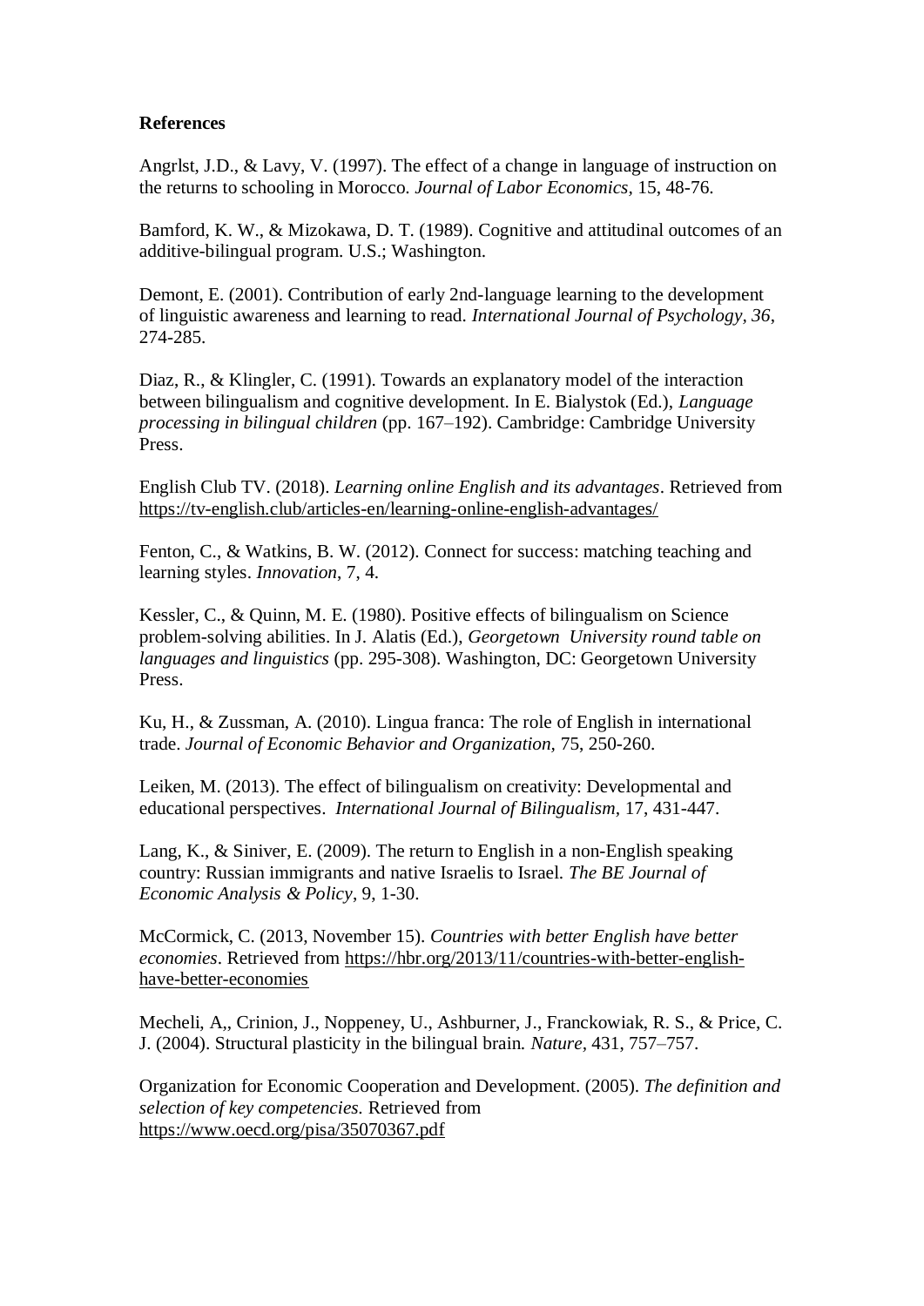**References**

Angrlst, J.D., & Lavy, V. (1997). The effect of a change in language of instruction on the returns to schooling in Morocco. *Journal of Labor Economics*, 15, 48-76.

Bamford, K. W., & Mizokawa, D. T. (1989). Cognitive and attitudinal outcomes of an additive-bilingual program. U.S.; Washington.

Demont, E. (2001). Contribution of early 2nd-language learning to the development of linguistic awareness and learning to read. *International Journal of Psychology, 36*, 274-285.

Diaz, R., & Klingler, C. (1991). Towards an explanatory model of the interaction between bilingualism and cognitive development. In E. Bialystok (Ed.), *Language processing in bilingual children* (pp. 167–192). Cambridge: Cambridge University Press.

English Club TV. (2018). *Learning online English and its advantages*. Retrieved from https://tv-english.club/articles-en/learning-online-english-advantages/

Fenton, C., & Watkins, B. W. (2012). Connect for success: matching teaching and learning styles. *Innovation*, 7, 4.

Kessler, C., & Quinn, M. E. (1980). Positive effects of bilingualism on Science problem-solving abilities. In J. Alatis (Ed.), *Georgetown University round table on languages and linguistics* (pp. 295-308). Washington, DC: Georgetown University Press.

Ku, H., & Zussman, A. (2010). Lingua franca: The role of English in international trade. *Journal of Economic Behavior and Organization*, 75, 250-260.

Leiken, M. (2013). The effect of bilingualism on creativity: Developmental and educational perspectives. *International Journal of Bilingualism*, 17, 431-447.

Lang, K., & Siniver, E. (2009). The return to English in a non-English speaking country: Russian immigrants and native Israelis to Israel. *The BE Journal of Economic Analysis & Policy*, 9, 1-30.

McCormick, C. (2013, November 15). *Countries with better English have better economies*. Retrieved from https://hbr.org/2013/11/countries-with-better-english-have-better-economies

Mecheli, A,, Crinion, J., Noppeney, U., Ashburner, J., Franckowiak, R. S., & Price, C. J. (2004). Structural plasticity in the bilingual brain. *Nature*, 431, 757–757.

Organization for Economic Cooperation and Development. (2005). *The definition and selection of key competencies.* Retrieved from https://www.oecd.org/pisa/35070367.pdf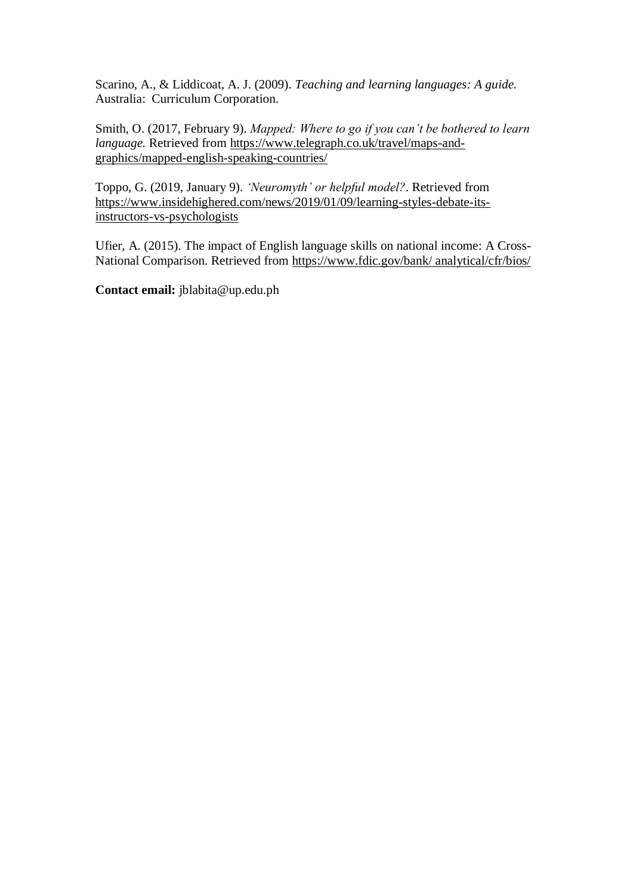Scarino, A., & Liddicoat, A. J. (2009). *Teaching and learning languages: A guide.* Australia: Curriculum Corporation.

Smith, O. (2017, February 9). *Mapped: Where to go if you can't be bothered to learn language.* Retrieved from https://www.telegraph.co.uk/travel/maps-and-graphics/mapped-english-speaking-countries/

Toppo, G. (2019, January 9). *'Neuromyth' or helpful model?*. Retrieved from https://www.insidehighered.com/news/2019/01/09/learning-styles-debate-its-instructors-vs-psychologists

Ufier, A. (2015). The impact of English language skills on national income: A Cross-National Comparison. Retrieved from https://www.fdic.gov/bank/ analytical/cfr/bios/

**Contact email:** jblabita@up.edu.ph